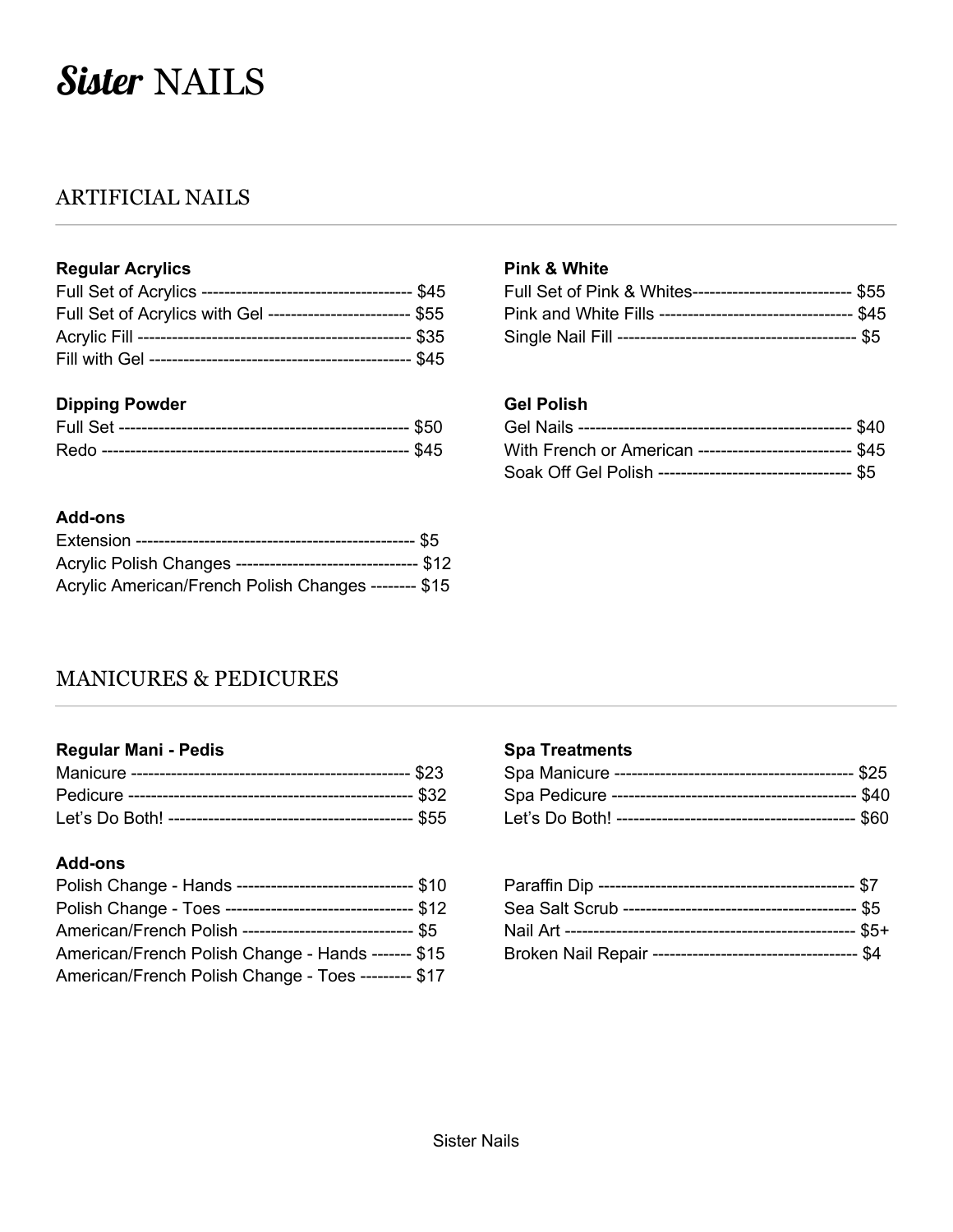# *Sister* NAILS

## ARTIFICIAL NAILS

**Regular Acrylics**

Full Set of Acrylics ------------------------------------ $45
Full Set of Acrylics with Gel ------------------------ $55
Acrylic Fill ----------------------------------------------- $35
Fill with Gel --------------------------------------------- $45

**Dipping Powder**

Full Set ------------------------------------------------- $50
Redo ---------------------------------------------------- $45

**Add-ons**

Extension ----------------------------------------------- $5
Acrylic Polish Changes ------------------------------- $12
Acrylic American/French Polish Changes -------- $15

**Pink & White**

Full Set of Pink & Whites---------------------------- $55
Pink and White Fills --------------------------------- $45
Single Nail Fill ---------------------------------------- $5

**Gel Polish**

Gel Nails ---------------------------------------------- $40
With French or American -------------------------- $45
Soak Off Gel Polish --------------------------------- $5

## MANICURES & PEDICURES

**Regular Mani - Pedis**

Manicure ----------------------------------------------- $23
Pedicure ----------------------------------------------- $32
Let's Do Both! ----------------------------------------- $55

**Add-ons**

Polish Change - Hands ------------------------------ $10
Polish Change - Toes -------------------------------- $12
American/French Polish ----------------------------- $5
American/French Polish Change - Hands ------- $15
American/French Polish Change - Toes --------- $17

**Spa Treatments**

Spa Manicure ----------------------------------------- $25
Spa Pedicure ------------------------------------------ $40
Let's Do Both! ----------------------------------------- $60

Paraffin Dip ------------------------------------------- $7
Sea Salt Scrub ---------------------------------------- $5
Nail Art ------------------------------------------------- $5+
Broken Nail Repair ---------------------------------- $4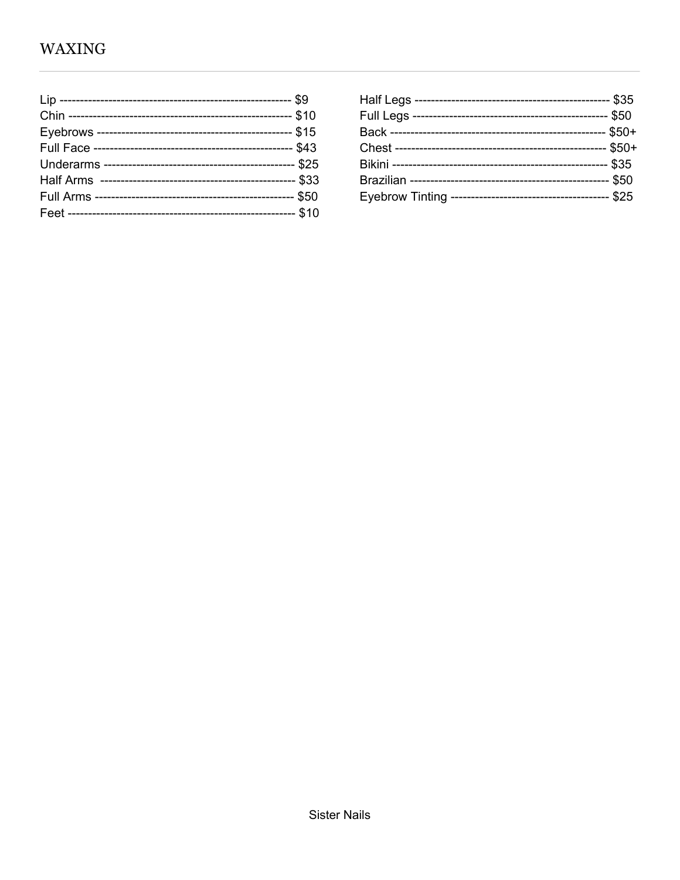# WAXING

Lip -------------------------------------------------------- $9
Chin ------------------------------------------------------ $10
Eyebrows ----------------------------------------------- $15
Full Face ------------------------------------------------ $43
Underarms ---------------------------------------------- $25
Half Arms ----------------------------------------------- $33
Full Arms ------------------------------------------------ $50
Feet ------------------------------------------------------- $10

Half Legs ----------------------------------------------- $35
Full Legs ----------------------------------------------- $50
Back ---------------------------------------------------- $50+
Chest -------------------------------------------------- $50+
Bikini ---------------------------------------------------- $35
Brazilian ------------------------------------------------ $50
Eyebrow Tinting -------------------------------------- $25